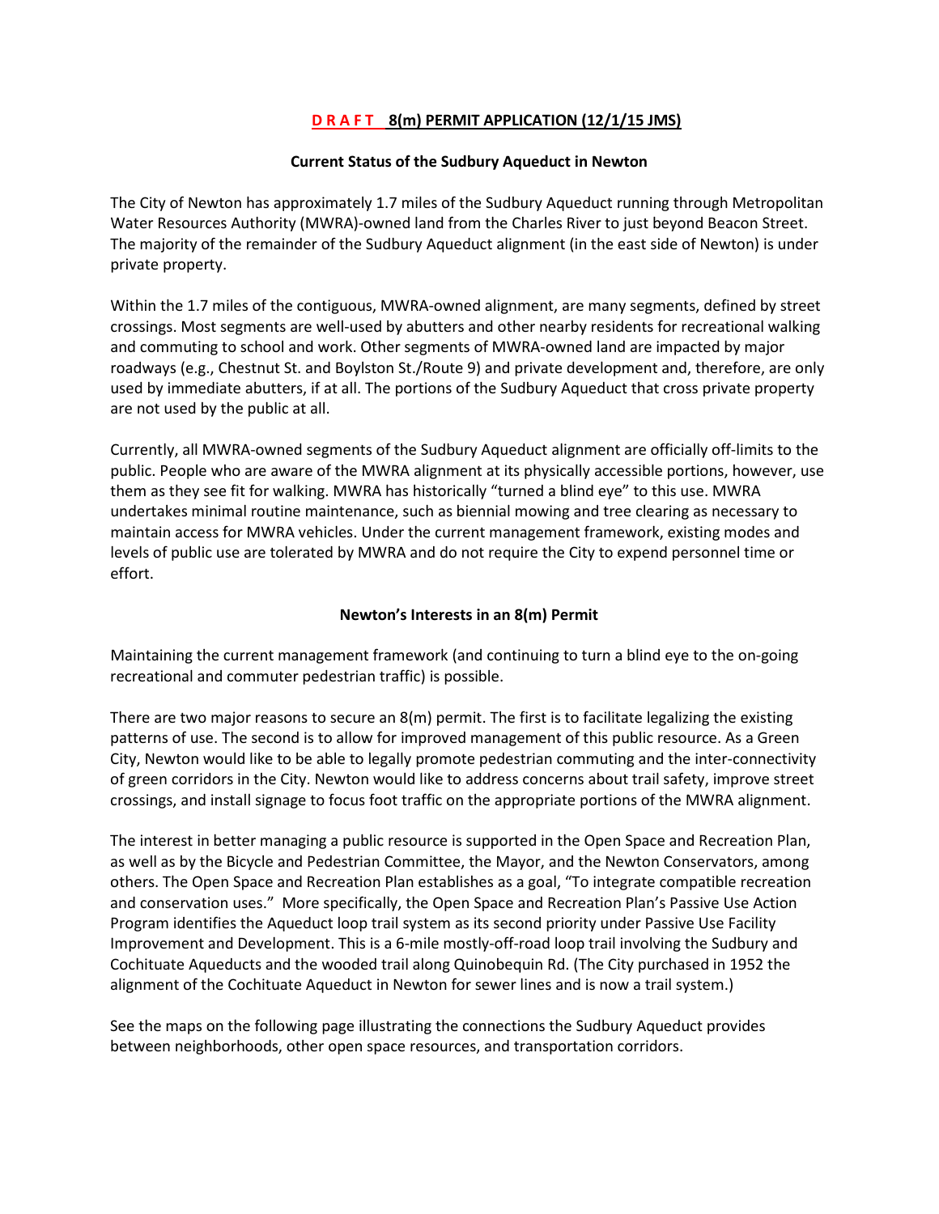# **D R A F T 8(m) PERMIT APPLICATION (12/1/15 JMS)**

## Current Status of the Sudbury Aqueduct in Newton

The City of Newton has approximately 1.7 miles of the Sudbury Aqueduct running through Metropolitan Water Resources Authority (MWRA)-owned land from the Charles River to just beyond Beacon Street. The majority of the remainder of the Sudbury Aqueduct alignment (in the east side of Newton) is under private property.

Within the 1.7 miles of the contiguous, MWRA-owned alignment, are many segments, defined by street crossings. Most segments are well-used by abutters and other nearby residents for recreational walking and commuting to school and work. Other segments of MWRA-owned land are impacted by major roadways (e.g., Chestnut St. and Boylston St./Route 9) and private development and, therefore, are only used by immediate abutters, if at all. The portions of the Sudbury Aqueduct that cross private property are not used by the public at all.

Currently, all MWRA-owned segments of the Sudbury Aqueduct alignment are officially off-limits to the public. People who are aware of the MWRA alignment at its physically accessible portions, however, use them as they see fit for walking. MWRA has historically "turned a blind eye" to this use. MWRA undertakes minimal routine maintenance, such as biennial mowing and tree clearing as necessary to maintain access for MWRA vehicles. Under the current management framework, existing modes and levels of public use are tolerated by MWRA and do not require the City to expend personnel time or effort.

## Newton's Interests in an 8(m) Permit

Maintaining the current management framework (and continuing to turn a blind eye to the on-going recreational and commuter pedestrian traffic) is possible.

There are two major reasons to secure an 8(m) permit. The first is to facilitate legalizing the existing patterns of use. The second is to allow for improved management of this public resource. As a Green City, Newton would like to be able to legally promote pedestrian commuting and the inter-connectivity of green corridors in the City. Newton would like to address concerns about trail safety, improve street crossings, and install signage to focus foot traffic on the appropriate portions of the MWRA alignment.

The interest in better managing a public resource is supported in the Open Space and Recreation Plan, as well as by the Bicycle and Pedestrian Committee, the Mayor, and the Newton Conservators, among others. The Open Space and Recreation Plan establishes as a goal, "To integrate compatible recreation and conservation uses." More specifically, the Open Space and Recreation Plan's Passive Use Action Program identifies the Aqueduct loop trail system as its second priority under Passive Use Facility Improvement and Development. This is a 6-mile mostly-off-road loop trail involving the Sudbury and Cochituate Aqueducts and the wooded trail along Quinobequin Rd. (The City purchased in 1952 the alignment of the Cochituate Aqueduct in Newton for sewer lines and is now a trail system.)

See the maps on the following page illustrating the connections the Sudbury Aqueduct provides between neighborhoods, other open space resources, and transportation corridors.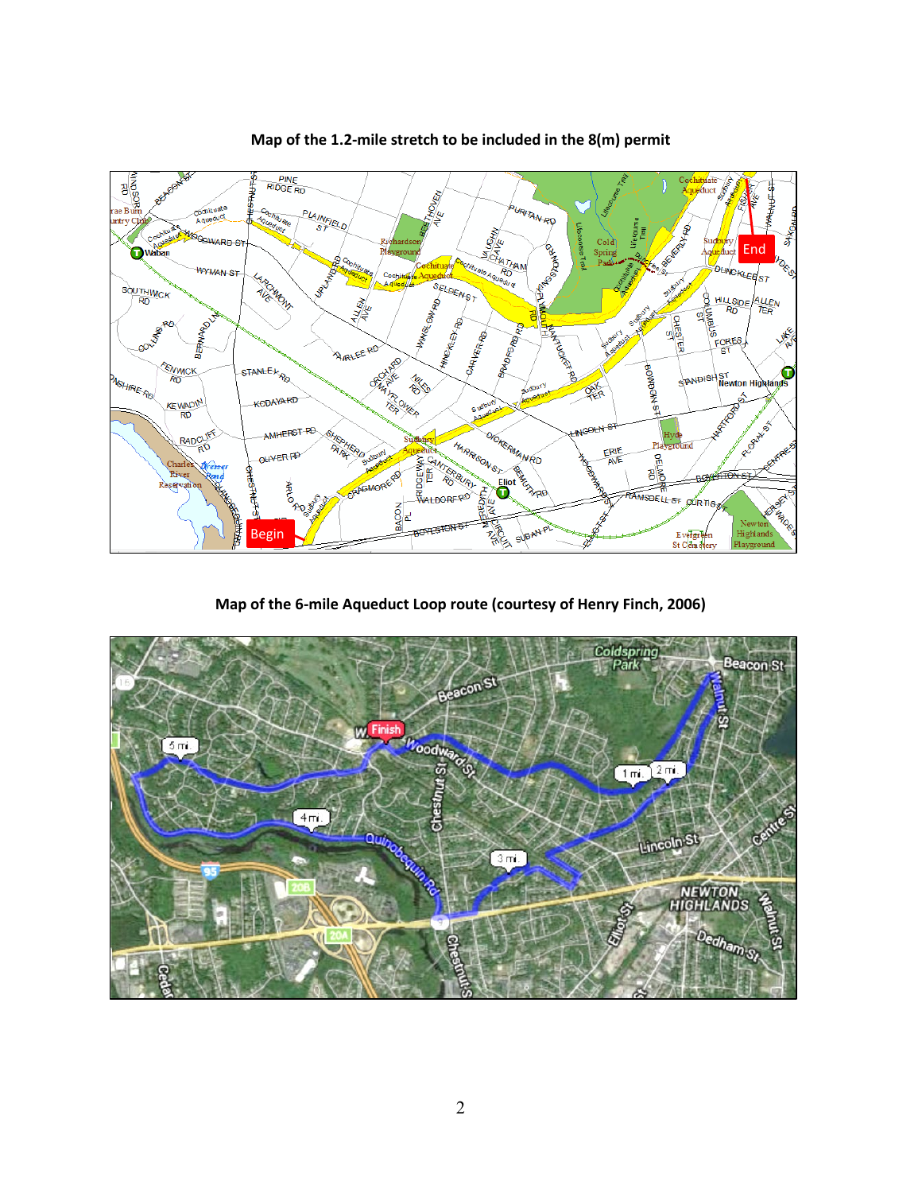**Map of the 1.2-mile stretch to be included in the 8(m) permit**

**Map of the 6-mile Aqueduct Loop route (courtesy of Henry Finch, 2006)**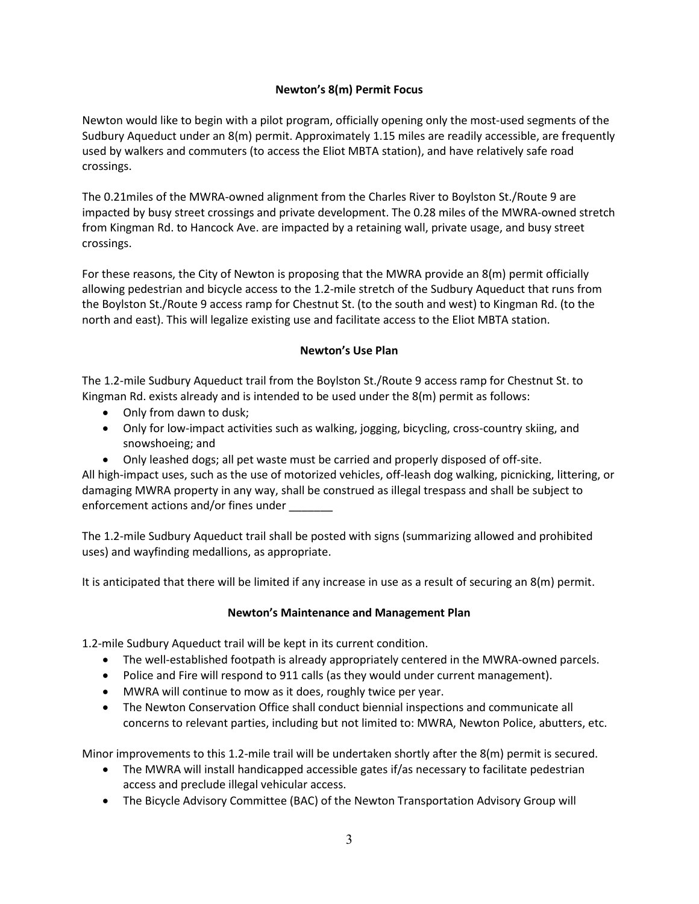### Newton's 8(m) Permit Focus

Newton would like to begin with a pilot program, officially opening only the most-used segments of the Sudbury Aqueduct under an 8(m) permit. Approximately 1.15 miles are readily accessible, are frequently used by walkers and commuters (to access the Eliot MBTA station), and have relatively safe road crossings.

The 0.21miles of the MWRA-owned alignment from the Charles River to Boylston St./Route 9 are impacted by busy street crossings and private development. The 0.28 miles of the MWRA-owned stretch from Kingman Rd. to Hancock Ave. are impacted by a retaining wall, private usage, and busy street crossings.

For these reasons, the City of Newton is proposing that the MWRA provide an 8(m) permit officially allowing pedestrian and bicycle access to the 1.2-mile stretch of the Sudbury Aqueduct that runs from the Boylston St./Route 9 access ramp for Chestnut St. (to the south and west) to Kingman Rd. (to the north and east). This will legalize existing use and facilitate access to the Eliot MBTA station.

### Newton's Use Plan

The 1.2-mile Sudbury Aqueduct trail from the Boylston St./Route 9 access ramp for Chestnut St. to Kingman Rd. exists already and is intended to be used under the 8(m) permit as follows:

- Only from dawn to dusk;
- Only for low-impact activities such as walking, jogging, bicycling, cross-country skiing, and snowshoeing; and
- Only leashed dogs; all pet waste must be carried and properly disposed of off-site.

All high-impact uses, such as the use of motorized vehicles, off-leash dog walking, picnicking, littering, or damaging MWRA property in any way, shall be construed as illegal trespass and shall be subject to enforcement actions and/or fines under _______

The 1.2-mile Sudbury Aqueduct trail shall be posted with signs (summarizing allowed and prohibited uses) and wayfinding medallions, as appropriate.

It is anticipated that there will be limited if any increase in use as a result of securing an 8(m) permit.

### Newton's Maintenance and Management Plan

1.2-mile Sudbury Aqueduct trail will be kept in its current condition.

- The well-established footpath is already appropriately centered in the MWRA-owned parcels.
- Police and Fire will respond to 911 calls (as they would under current management).
- MWRA will continue to mow as it does, roughly twice per year.
- The Newton Conservation Office shall conduct biennial inspections and communicate all concerns to relevant parties, including but not limited to: MWRA, Newton Police, abutters, etc.

Minor improvements to this 1.2-mile trail will be undertaken shortly after the 8(m) permit is secured.

- The MWRA will install handicapped accessible gates if/as necessary to facilitate pedestrian access and preclude illegal vehicular access.
- The Bicycle Advisory Committee (BAC) of the Newton Transportation Advisory Group will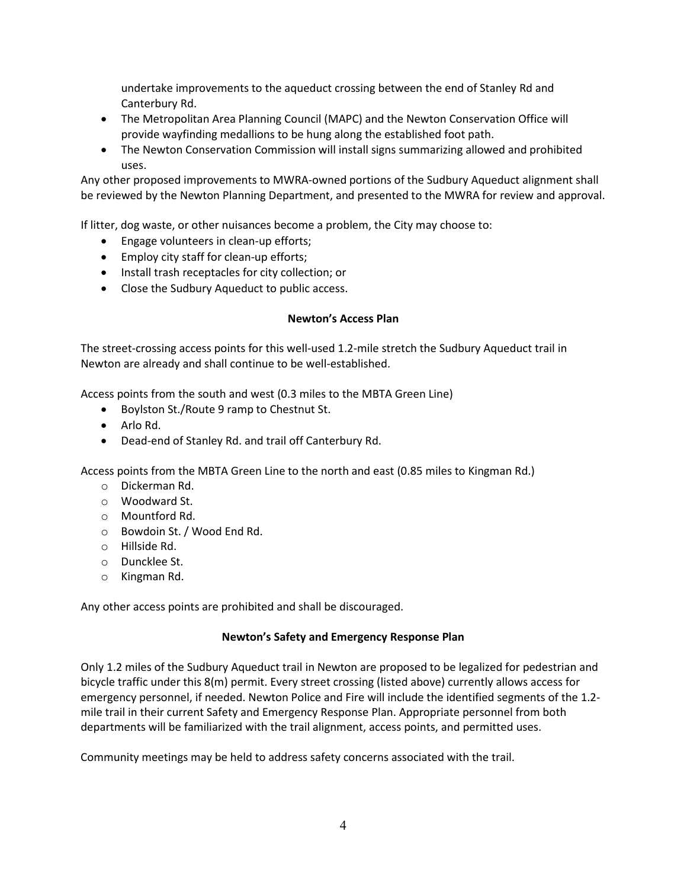undertake improvements to the aqueduct crossing between the end of Stanley Rd and Canterbury Rd.

- The Metropolitan Area Planning Council (MAPC) and the Newton Conservation Office will provide wayfinding medallions to be hung along the established foot path.
- The Newton Conservation Commission will install signs summarizing allowed and prohibited uses.

Any other proposed improvements to MWRA-owned portions of the Sudbury Aqueduct alignment shall be reviewed by the Newton Planning Department, and presented to the MWRA for review and approval.

If litter, dog waste, or other nuisances become a problem, the City may choose to:

- Engage volunteers in clean-up efforts;
- Employ city staff for clean-up efforts;
- Install trash receptacles for city collection; or
- Close the Sudbury Aqueduct to public access.

**Newton's Access Plan**

The street-crossing access points for this well-used 1.2-mile stretch the Sudbury Aqueduct trail in Newton are already and shall continue to be well-established.

Access points from the south and west (0.3 miles to the MBTA Green Line)

- Boylston St./Route 9 ramp to Chestnut St.
- Arlo Rd.
- Dead-end of Stanley Rd. and trail off Canterbury Rd.

Access points from the MBTA Green Line to the north and east (0.85 miles to Kingman Rd.)

- Dickerman Rd.
- Woodward St.
- Mountford Rd.
- Bowdoin St. / Wood End Rd.
- Hillside Rd.
- Duncklee St.
- Kingman Rd.

Any other access points are prohibited and shall be discouraged.

**Newton's Safety and Emergency Response Plan**

Only 1.2 miles of the Sudbury Aqueduct trail in Newton are proposed to be legalized for pedestrian and bicycle traffic under this 8(m) permit. Every street crossing (listed above) currently allows access for emergency personnel, if needed. Newton Police and Fire will include the identified segments of the 1.2-mile trail in their current Safety and Emergency Response Plan. Appropriate personnel from both departments will be familiarized with the trail alignment, access points, and permitted uses.

Community meetings may be held to address safety concerns associated with the trail.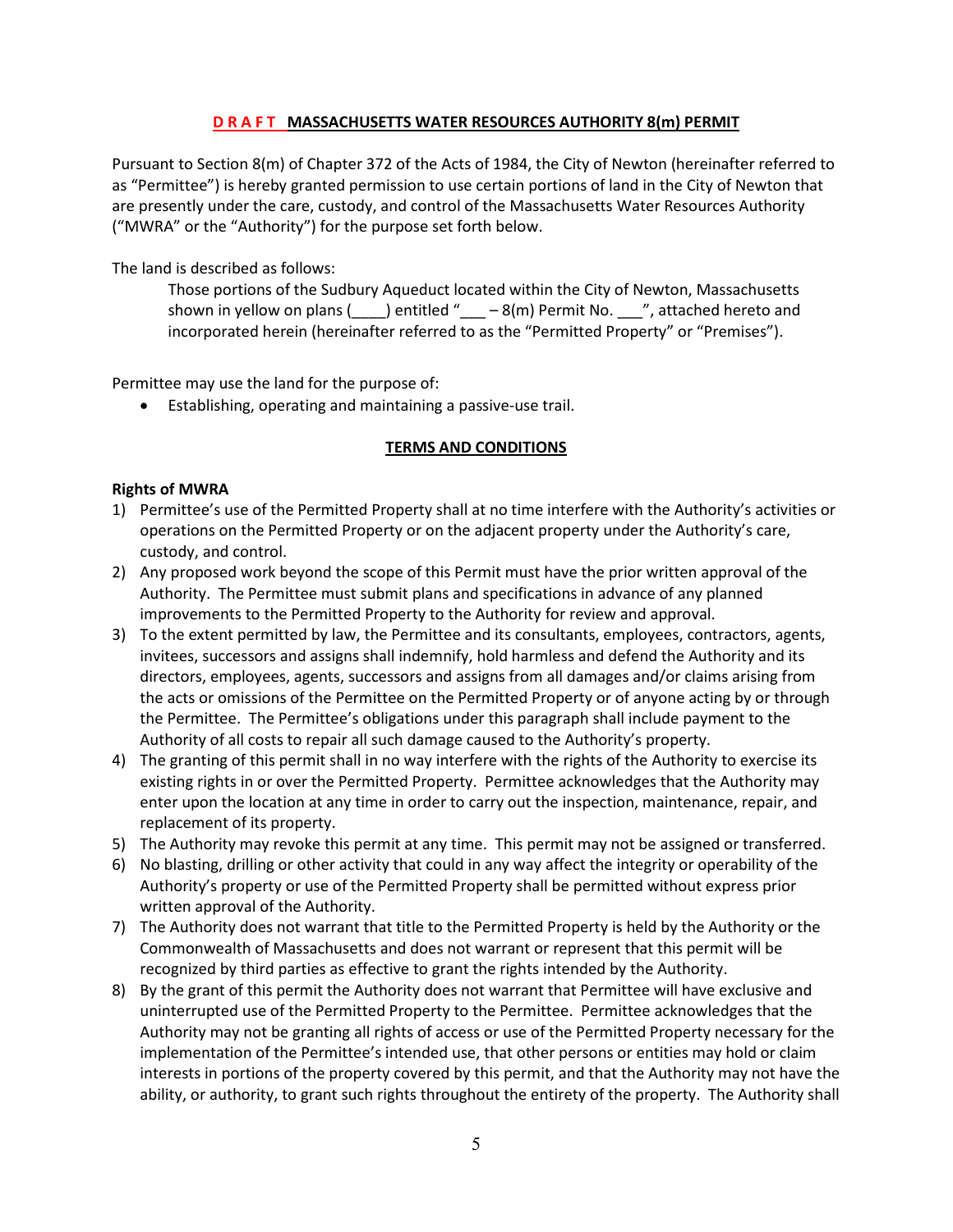## **D R A F T MASSACHUSETTS WATER RESOURCES AUTHORITY 8(m) PERMIT**

Pursuant to Section 8(m) of Chapter 372 of the Acts of 1984, the City of Newton (hereinafter referred to as "Permittee") is hereby granted permission to use certain portions of land in the City of Newton that are presently under the care, custody, and control of the Massachusetts Water Resources Authority ("MWRA" or the "Authority") for the purpose set forth below.

The land is described as follows:

> Those portions of the Sudbury Aqueduct located within the City of Newton, Massachusetts shown in yellow on plans (____) entitled "___ – 8(m) Permit No. ___", attached hereto and incorporated herein (hereinafter referred to as the "Permitted Property" or "Premises").

Permittee may use the land for the purpose of:

- Establishing, operating and maintaining a passive-use trail.

### TERMS AND CONDITIONS

**Rights of MWRA**

1) Permittee's use of the Permitted Property shall at no time interfere with the Authority's activities or operations on the Permitted Property or on the adjacent property under the Authority's care, custody, and control.
2) Any proposed work beyond the scope of this Permit must have the prior written approval of the Authority. The Permittee must submit plans and specifications in advance of any planned improvements to the Permitted Property to the Authority for review and approval.
3) To the extent permitted by law, the Permittee and its consultants, employees, contractors, agents, invitees, successors and assigns shall indemnify, hold harmless and defend the Authority and its directors, employees, agents, successors and assigns from all damages and/or claims arising from the acts or omissions of the Permittee on the Permitted Property or of anyone acting by or through the Permittee. The Permittee's obligations under this paragraph shall include payment to the Authority of all costs to repair all such damage caused to the Authority's property.
4) The granting of this permit shall in no way interfere with the rights of the Authority to exercise its existing rights in or over the Permitted Property. Permittee acknowledges that the Authority may enter upon the location at any time in order to carry out the inspection, maintenance, repair, and replacement of its property.
5) The Authority may revoke this permit at any time. This permit may not be assigned or transferred.
6) No blasting, drilling or other activity that could in any way affect the integrity or operability of the Authority's property or use of the Permitted Property shall be permitted without express prior written approval of the Authority.
7) The Authority does not warrant that title to the Permitted Property is held by the Authority or the Commonwealth of Massachusetts and does not warrant or represent that this permit will be recognized by third parties as effective to grant the rights intended by the Authority.
8) By the grant of this permit the Authority does not warrant that Permittee will have exclusive and uninterrupted use of the Permitted Property to the Permittee. Permittee acknowledges that the Authority may not be granting all rights of access or use of the Permitted Property necessary for the implementation of the Permittee's intended use, that other persons or entities may hold or claim interests in portions of the property covered by this permit, and that the Authority may not have the ability, or authority, to grant such rights throughout the entirety of the property. The Authority shall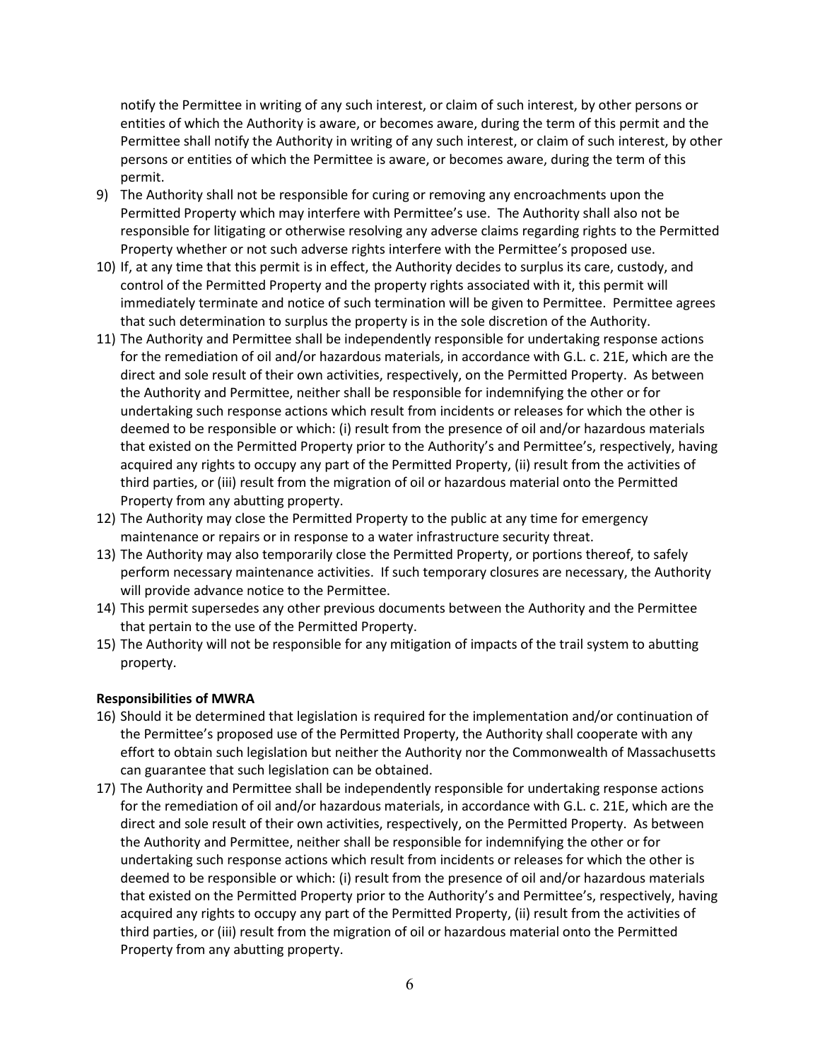notify the Permittee in writing of any such interest, or claim of such interest, by other persons or entities of which the Authority is aware, or becomes aware, during the term of this permit and the Permittee shall notify the Authority in writing of any such interest, or claim of such interest, by other persons or entities of which the Permittee is aware, or becomes aware, during the term of this permit.

9) The Authority shall not be responsible for curing or removing any encroachments upon the Permitted Property which may interfere with Permittee's use. The Authority shall also not be responsible for litigating or otherwise resolving any adverse claims regarding rights to the Permitted Property whether or not such adverse rights interfere with the Permittee's proposed use.
10) If, at any time that this permit is in effect, the Authority decides to surplus its care, custody, and control of the Permitted Property and the property rights associated with it, this permit will immediately terminate and notice of such termination will be given to Permittee. Permittee agrees that such determination to surplus the property is in the sole discretion of the Authority.
11) The Authority and Permittee shall be independently responsible for undertaking response actions for the remediation of oil and/or hazardous materials, in accordance with G.L. c. 21E, which are the direct and sole result of their own activities, respectively, on the Permitted Property. As between the Authority and Permittee, neither shall be responsible for indemnifying the other or for undertaking such response actions which result from incidents or releases for which the other is deemed to be responsible or which: (i) result from the presence of oil and/or hazardous materials that existed on the Permitted Property prior to the Authority's and Permittee's, respectively, having acquired any rights to occupy any part of the Permitted Property, (ii) result from the activities of third parties, or (iii) result from the migration of oil or hazardous material onto the Permitted Property from any abutting property.
12) The Authority may close the Permitted Property to the public at any time for emergency maintenance or repairs or in response to a water infrastructure security threat.
13) The Authority may also temporarily close the Permitted Property, or portions thereof, to safely perform necessary maintenance activities. If such temporary closures are necessary, the Authority will provide advance notice to the Permittee.
14) This permit supersedes any other previous documents between the Authority and the Permittee that pertain to the use of the Permitted Property.
15) The Authority will not be responsible for any mitigation of impacts of the trail system to abutting property.

**Responsibilities of MWRA**

16) Should it be determined that legislation is required for the implementation and/or continuation of the Permittee's proposed use of the Permitted Property, the Authority shall cooperate with any effort to obtain such legislation but neither the Authority nor the Commonwealth of Massachusetts can guarantee that such legislation can be obtained.
17) The Authority and Permittee shall be independently responsible for undertaking response actions for the remediation of oil and/or hazardous materials, in accordance with G.L. c. 21E, which are the direct and sole result of their own activities, respectively, on the Permitted Property. As between the Authority and Permittee, neither shall be responsible for indemnifying the other or for undertaking such response actions which result from incidents or releases for which the other is deemed to be responsible or which: (i) result from the presence of oil and/or hazardous materials that existed on the Permitted Property prior to the Authority's and Permittee's, respectively, having acquired any rights to occupy any part of the Permitted Property, (ii) result from the activities of third parties, or (iii) result from the migration of oil or hazardous material onto the Permitted Property from any abutting property.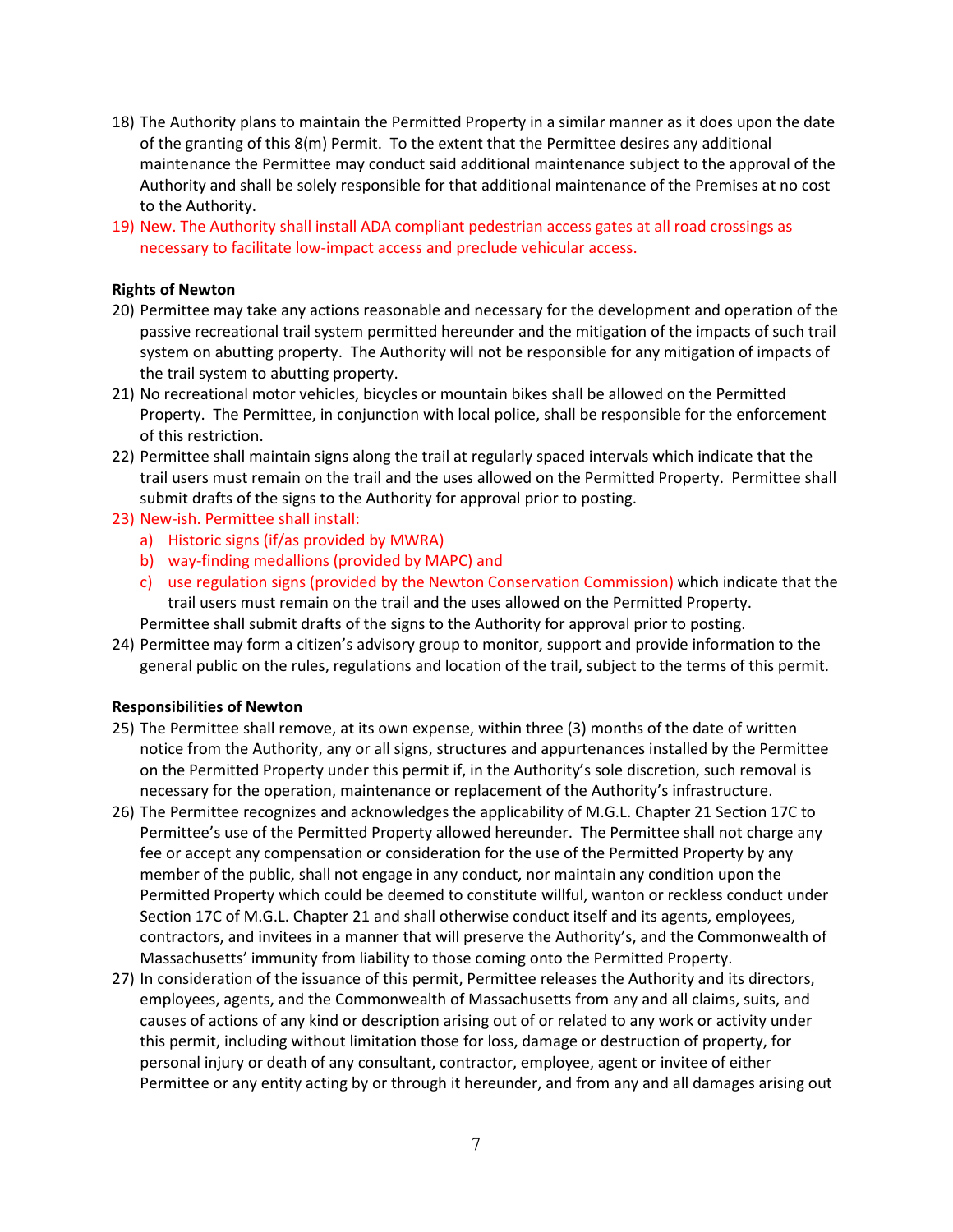18) The Authority plans to maintain the Permitted Property in a similar manner as it does upon the date of the granting of this 8(m) Permit. To the extent that the Permittee desires any additional maintenance the Permittee may conduct said additional maintenance subject to the approval of the Authority and shall be solely responsible for that additional maintenance of the Premises at no cost to the Authority.
19) New. The Authority shall install ADA compliant pedestrian access gates at all road crossings as necessary to facilitate low-impact access and preclude vehicular access.

**Rights of Newton**

20) Permittee may take any actions reasonable and necessary for the development and operation of the passive recreational trail system permitted hereunder and the mitigation of the impacts of such trail system on abutting property. The Authority will not be responsible for any mitigation of impacts of the trail system to abutting property.
21) No recreational motor vehicles, bicycles or mountain bikes shall be allowed on the Permitted Property. The Permittee, in conjunction with local police, shall be responsible for the enforcement of this restriction.
22) Permittee shall maintain signs along the trail at regularly spaced intervals which indicate that the trail users must remain on the trail and the uses allowed on the Permitted Property. Permittee shall submit drafts of the signs to the Authority for approval prior to posting.
23) New-ish. Permittee shall install:
    a) Historic signs (if/as provided by MWRA)
    b) way-finding medallions (provided by MAPC) and
    c) use regulation signs (provided by the Newton Conservation Commission) which indicate that the trail users must remain on the trail and the uses allowed on the Permitted Property.

    Permittee shall submit drafts of the signs to the Authority for approval prior to posting.
24) Permittee may form a citizen's advisory group to monitor, support and provide information to the general public on the rules, regulations and location of the trail, subject to the terms of this permit.

**Responsibilities of Newton**

25) The Permittee shall remove, at its own expense, within three (3) months of the date of written notice from the Authority, any or all signs, structures and appurtenances installed by the Permittee on the Permitted Property under this permit if, in the Authority's sole discretion, such removal is necessary for the operation, maintenance or replacement of the Authority's infrastructure.
26) The Permittee recognizes and acknowledges the applicability of M.G.L. Chapter 21 Section 17C to Permittee's use of the Permitted Property allowed hereunder. The Permittee shall not charge any fee or accept any compensation or consideration for the use of the Permitted Property by any member of the public, shall not engage in any conduct, nor maintain any condition upon the Permitted Property which could be deemed to constitute willful, wanton or reckless conduct under Section 17C of M.G.L. Chapter 21 and shall otherwise conduct itself and its agents, employees, contractors, and invitees in a manner that will preserve the Authority's, and the Commonwealth of Massachusetts' immunity from liability to those coming onto the Permitted Property.
27) In consideration of the issuance of this permit, Permittee releases the Authority and its directors, employees, agents, and the Commonwealth of Massachusetts from any and all claims, suits, and causes of actions of any kind or description arising out of or related to any work or activity under this permit, including without limitation those for loss, damage or destruction of property, for personal injury or death of any consultant, contractor, employee, agent or invitee of either Permittee or any entity acting by or through it hereunder, and from any and all damages arising out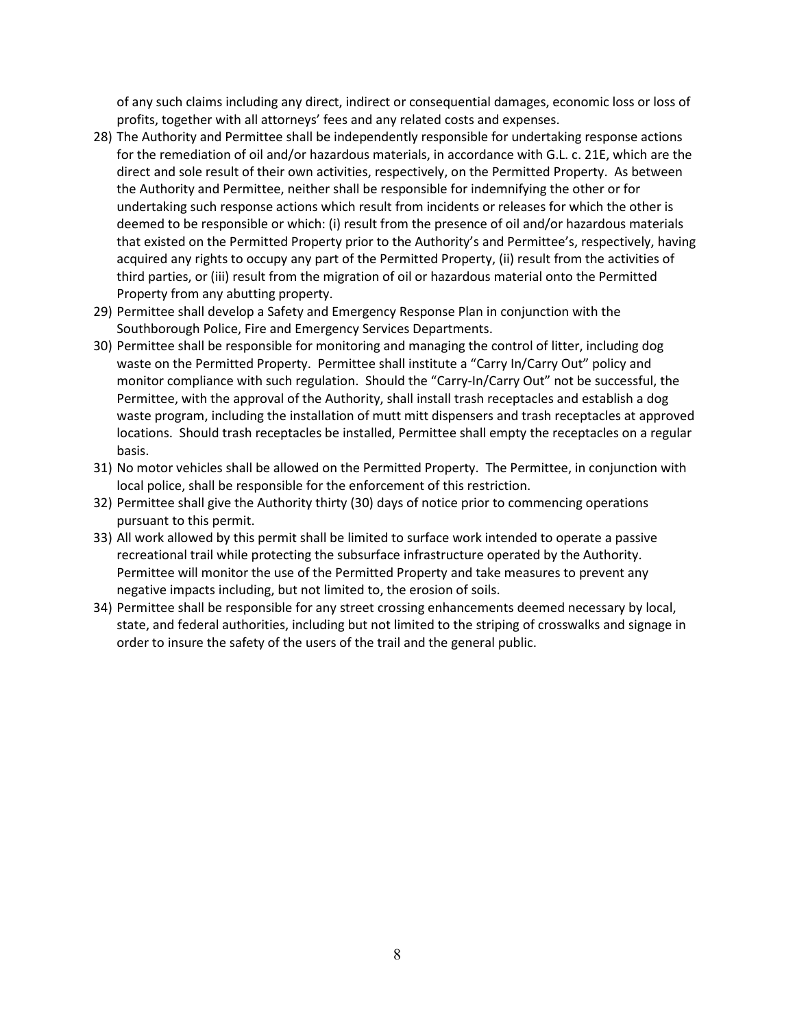of any such claims including any direct, indirect or consequential damages, economic loss or loss of profits, together with all attorneys' fees and any related costs and expenses.

28) The Authority and Permittee shall be independently responsible for undertaking response actions for the remediation of oil and/or hazardous materials, in accordance with G.L. c. 21E, which are the direct and sole result of their own activities, respectively, on the Permitted Property. As between the Authority and Permittee, neither shall be responsible for indemnifying the other or for undertaking such response actions which result from incidents or releases for which the other is deemed to be responsible or which: (i) result from the presence of oil and/or hazardous materials that existed on the Permitted Property prior to the Authority's and Permittee's, respectively, having acquired any rights to occupy any part of the Permitted Property, (ii) result from the activities of third parties, or (iii) result from the migration of oil or hazardous material onto the Permitted Property from any abutting property.
29) Permittee shall develop a Safety and Emergency Response Plan in conjunction with the Southborough Police, Fire and Emergency Services Departments.
30) Permittee shall be responsible for monitoring and managing the control of litter, including dog waste on the Permitted Property. Permittee shall institute a "Carry In/Carry Out" policy and monitor compliance with such regulation. Should the "Carry-In/Carry Out" not be successful, the Permittee, with the approval of the Authority, shall install trash receptacles and establish a dog waste program, including the installation of mutt mitt dispensers and trash receptacles at approved locations. Should trash receptacles be installed, Permittee shall empty the receptacles on a regular basis.
31) No motor vehicles shall be allowed on the Permitted Property. The Permittee, in conjunction with local police, shall be responsible for the enforcement of this restriction.
32) Permittee shall give the Authority thirty (30) days of notice prior to commencing operations pursuant to this permit.
33) All work allowed by this permit shall be limited to surface work intended to operate a passive recreational trail while protecting the subsurface infrastructure operated by the Authority. Permittee will monitor the use of the Permitted Property and take measures to prevent any negative impacts including, but not limited to, the erosion of soils.
34) Permittee shall be responsible for any street crossing enhancements deemed necessary by local, state, and federal authorities, including but not limited to the striping of crosswalks and signage in order to insure the safety of the users of the trail and the general public.